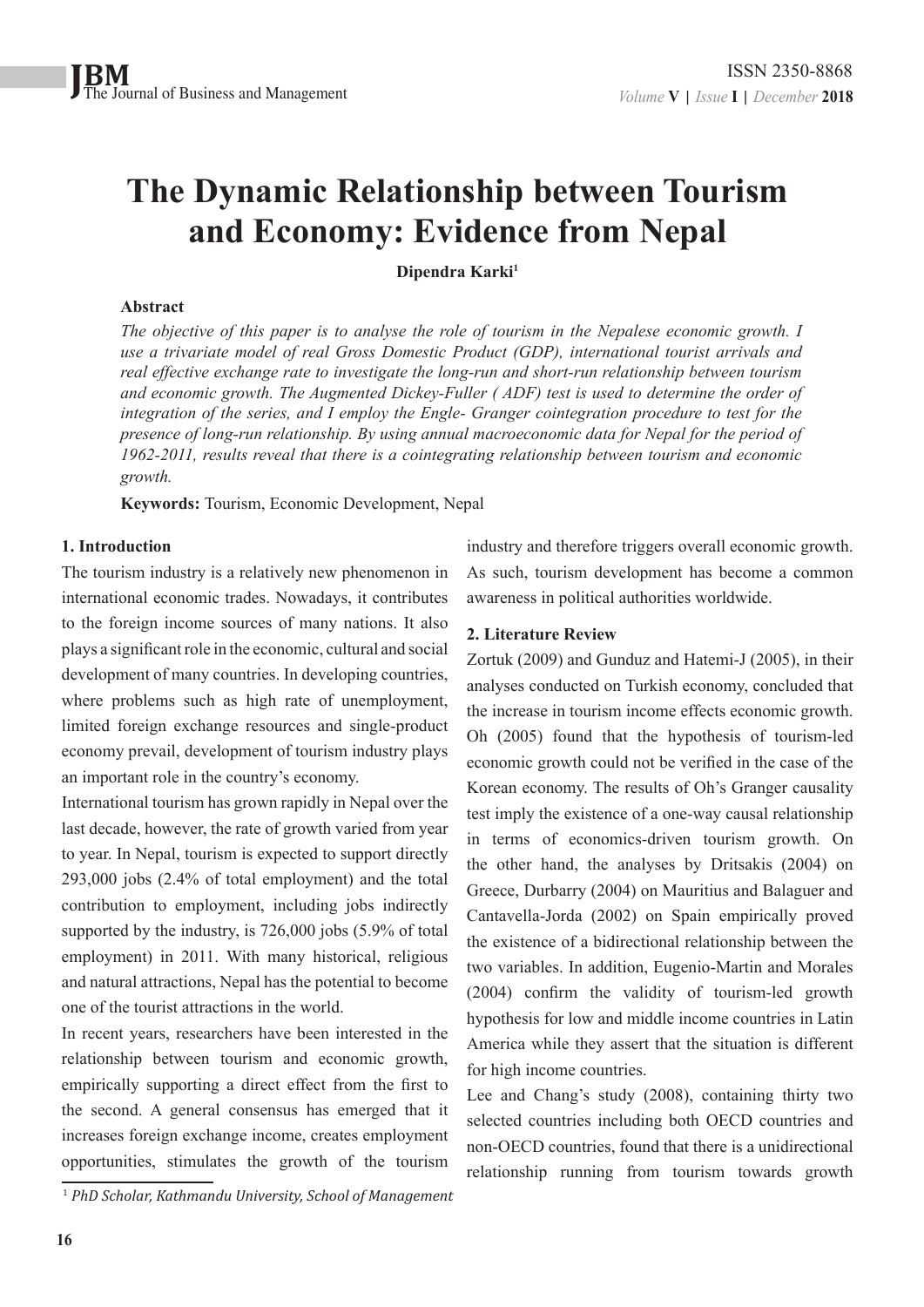# The Dynamic Relationship between Tourism and Economy: Evidence from Nepal

**Dipendra Karki**[1]

**Abstract**

*The objective of this paper is to analyse the role of tourism in the Nepalese economic growth. I use a trivariate model of real Gross Domestic Product (GDP), international tourist arrivals and real effective exchange rate to investigate the long-run and short-run relationship between tourism and economic growth. The Augmented Dickey-Fuller ( ADF) test is used to determine the order of integration of the series, and I employ the Engle- Granger cointegration procedure to test for the presence of long-run relationship. By using annual macroeconomic data for Nepal for the period of 1962-2011, results reveal that there is a cointegrating relationship between tourism and economic growth.*

**Keywords:** Tourism, Economic Development, Nepal

## 1. Introduction

The tourism industry is a relatively new phenomenon in international economic trades. Nowadays, it contributes to the foreign income sources of many nations. It also plays a significant role in the economic, cultural and social development of many countries. In developing countries, where problems such as high rate of unemployment, limited foreign exchange resources and single-product economy prevail, development of tourism industry plays an important role in the country's economy.

International tourism has grown rapidly in Nepal over the last decade, however, the rate of growth varied from year to year. In Nepal, tourism is expected to support directly 293,000 jobs (2.4% of total employment) and the total contribution to employment, including jobs indirectly supported by the industry, is 726,000 jobs (5.9% of total employment) in 2011. With many historical, religious and natural attractions, Nepal has the potential to become one of the tourist attractions in the world.

In recent years, researchers have been interested in the relationship between tourism and economic growth, empirically supporting a direct effect from the first to the second. A general consensus has emerged that it increases foreign exchange income, creates employment opportunities, stimulates the growth of the tourism industry and therefore triggers overall economic growth. As such, tourism development has become a common awareness in political authorities worldwide.

## 2. Literature Review

Zortuk (2009) and Gunduz and Hatemi-J (2005), in their analyses conducted on Turkish economy, concluded that the increase in tourism income effects economic growth. Oh (2005) found that the hypothesis of tourism-led economic growth could not be verified in the case of the Korean economy. The results of Oh's Granger causality test imply the existence of a one-way causal relationship in terms of economics-driven tourism growth. On the other hand, the analyses by Dritsakis (2004) on Greece, Durbarry (2004) on Mauritius and Balaguer and Cantavella-Jorda (2002) on Spain empirically proved the existence of a bidirectional relationship between the two variables. In addition, Eugenio-Martin and Morales (2004) confirm the validity of tourism-led growth hypothesis for low and middle income countries in Latin America while they assert that the situation is different for high income countries.

Lee and Chang's study (2008), containing thirty two selected countries including both OECD countries and non-OECD countries, found that there is a unidirectional relationship running from tourism towards growth

---

[1] *PhD Scholar, Kathmandu University, School of Management*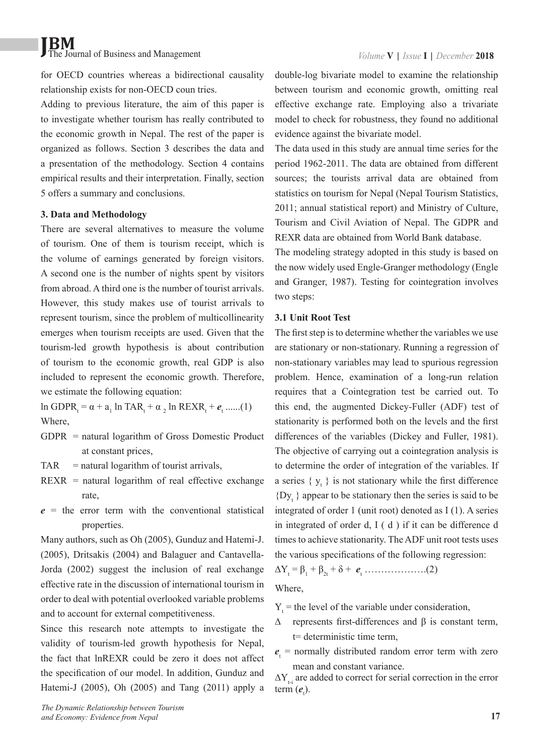for OECD countries whereas a bidirectional causality relationship exists for non-OECD coun tries.

Adding to previous literature, the aim of this paper is to investigate whether tourism has really contributed to the economic growth in Nepal. The rest of the paper is organized as follows. Section 3 describes the data and a presentation of the methodology. Section 4 contains empirical results and their interpretation. Finally, section 5 offers a summary and conclusions.

### 3. Data and Methodology

There are several alternatives to measure the volume of tourism. One of them is tourism receipt, which is the volume of earnings generated by foreign visitors. A second one is the number of nights spent by visitors from abroad. A third one is the number of tourist arrivals. However, this study makes use of tourist arrivals to represent tourism, since the problem of multicollinearity emerges when tourism receipts are used. Given that the tourism-led growth hypothesis is about contribution of tourism to the economic growth, real GDP is also included to represent the economic growth. Therefore, we estimate the following equation:

$\ln GDPR_t = \alpha + a_1 \ln TAR_t + \alpha_2 \ln REXR_t + \boldsymbol{e}_t$ ......(1)

Where,

- GDPR = natural logarithm of Gross Domestic Product at constant prices,
- TAR = natural logarithm of tourist arrivals,
- REXR = natural logarithm of real effective exchange rate,
- $\boldsymbol{e}$ = the error term with the conventional statistical properties.

Many authors, such as Oh (2005), Gunduz and Hatemi-J. (2005), Dritsakis (2004) and Balaguer and Cantavella-Jorda (2002) suggest the inclusion of real exchange effective rate in the discussion of international tourism in order to deal with potential overlooked variable problems and to account for external competitiveness.

Since this research note attempts to investigate the validity of tourism-led growth hypothesis for Nepal, the fact that lnREXR could be zero it does not affect the specification of our model. In addition, Gunduz and Hatemi-J (2005), Oh (2005) and Tang (2011) apply a double-log bivariate model to examine the relationship between tourism and economic growth, omitting real effective exchange rate. Employing also a trivariate model to check for robustness, they found no additional evidence against the bivariate model.

The data used in this study are annual time series for the period 1962-2011. The data are obtained from different sources; the tourists arrival data are obtained from statistics on tourism for Nepal (Nepal Tourism Statistics, 2011; annual statistical report) and Ministry of Culture, Tourism and Civil Aviation of Nepal. The GDPR and REXR data are obtained from World Bank database.

The modeling strategy adopted in this study is based on the now widely used Engle-Granger methodology (Engle and Granger, 1987). Testing for cointegration involves two steps:

#### 3.1 Unit Root Test

The first step is to determine whether the variables we use are stationary or non-stationary. Running a regression of non-stationary variables may lead to spurious regression problem. Hence, examination of a long-run relation requires that a Cointegration test be carried out. To this end, the augmented Dickey-Fuller (ADF) test of stationarity is performed both on the levels and the first differences of the variables (Dickey and Fuller, 1981). The objective of carrying out a cointegration analysis is to determine the order of integration of the variables. If a series $\{ y_t \}$ is not stationary while the first difference $\{Dy_t\}$ appear to be stationary then the series is said to be integrated of order 1 (unit root) denoted as I (1). A series in integrated of order d, I ( d ) if it can be difference d times to achieve stationarity. The ADF unit root tests uses the various specifications of the following regression:

$\Delta Y_t = \beta_1 + \beta_{2t} + \delta + \boldsymbol{e}_t$ ……………….(2)

Where,

- $Y_t$ = the level of the variable under consideration,
- $\Delta$ represents first-differences and $\beta$ is constant term, t= deterministic time term,
- $\boldsymbol{e}_t$ = normally distributed random error term with zero mean and constant variance.

$\Delta Y_{t-i}$ are added to correct for serial correction in the error term ($\boldsymbol{e}_t$).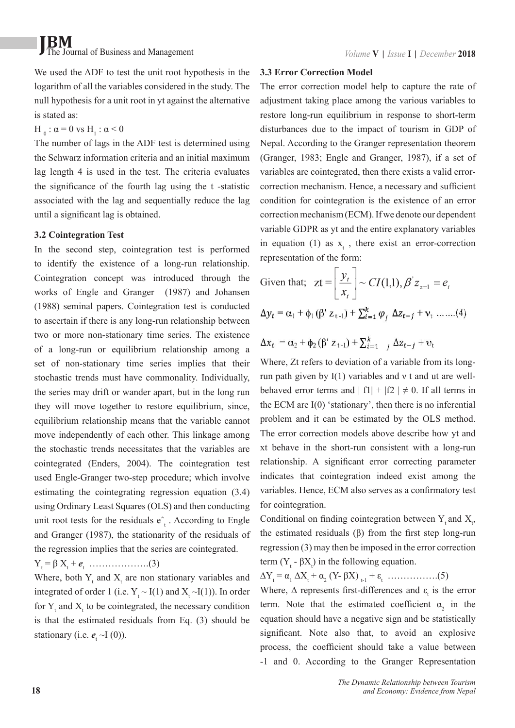We used the ADF to test the unit root hypothesis in the logarithm of all the variables considered in the study. The null hypothesis for a unit root in yt against the alternative is stated as:

$H_0 : \alpha = 0$ vs $H_1 : \alpha < 0$

The number of lags in the ADF test is determined using the Schwarz information criteria and an initial maximum lag length 4 is used in the test. The criteria evaluates the significance of the fourth lag using the t -statistic associated with the lag and sequentially reduce the lag until a significant lag is obtained.

### 3.2 Cointegration Test

In the second step, cointegration test is performed to identify the existence of a long-run relationship. Cointegration concept was introduced through the works of Engle and Granger (1987) and Johansen (1988) seminal papers. Cointegration test is conducted to ascertain if there is any long-run relationship between two or more non-stationary time series. The existence of a long-run or equilibrium relationship among a set of non-stationary time series implies that their stochastic trends must have commonality. Individually, the series may drift or wander apart, but in the long run they will move together to restore equilibrium, since, equilibrium relationship means that the variable cannot move independently of each other. This linkage among the stochastic trends necessitates that the variables are cointegrated (Enders, 2004). The cointegration test used Engle-Granger two-step procedure; which involve estimating the cointegrating regression equation (3.4) using Ordinary Least Squares (OLS) and then conducting unit root tests for the residuals $\hat{e}_t$. According to Engle and Granger (1987), the stationarity of the residuals of the regression implies that the series are cointegrated.

$$Y_t = \beta X_t + e_t \quad \text{……………….(3)}$$

Where, both $Y_t$ and $X_t$ are non stationary variables and integrated of order 1 (i.e. $Y_t \sim I(1)$ and $X_t \sim I(1)$). In order for $Y_t$ and $X_t$ to be cointegrated, the necessary condition is that the estimated residuals from Eq. (3) should be stationary (i.e. $e_t \sim I(0)$).

### 3.3 Error Correction Model

The error correction model help to capture the rate of adjustment taking place among the various variables to restore long-run equilibrium in response to short-term disturbances due to the impact of tourism in GDP of Nepal. According to the Granger representation theorem (Granger, 1983; Engle and Granger, 1987), if a set of variables are cointegrated, then there exists a valid error-correction mechanism. Hence, a necessary and sufficient condition for cointegration is the existence of an error correction mechanism (ECM). If we denote our dependent variable GDPR as yt and the entire explanatory variables in equation (1) as $x_t$ , there exist an error-correction representation of the form:

$$\text{Given that; } zt = \begin{bmatrix} y_t \\ x_t \end{bmatrix} \sim CI(1,1), \beta' z_{z=1} = e_t$$

$$\Delta y_t = \alpha_1 + \phi_1 (\beta' z_{t-1}) + \sum_{i=1}^{k} \varphi_j \; \Delta z_{t-j} + \nu_t \quad \text{……..(4)}$$

$$\Delta x_t = \alpha_2 + \phi_2 (\beta' z_{t-1}) + \sum_{i=1}^{k} {}_j \; \Delta z_{t-j} + \upsilon_t$$

Where, Zt refers to deviation of a variable from its long-run path given by I(1) variables and ν t and ut are well-behaved error terms and | f1| + |f2 | ≠ 0. If all terms in the ECM are I(0) 'stationary', then there is no inferential problem and it can be estimated by the OLS method. The error correction models above describe how yt and xt behave in the short-run consistent with a long-run relationship. A significant error correcting parameter indicates that cointegration indeed exist among the variables. Hence, ECM also serves as a confirmatory test for cointegration.

Conditional on finding cointegration between $Y_t$ and $X_t$, the estimated residuals (β) from the first step long-run regression (3) may then be imposed in the error correction term ($Y_t$ - $\beta X_t$) in the following equation.

$$\Delta Y_t = \alpha_1 \Delta X_t + \alpha_2 (Y - \beta X)_{t-1} + \varepsilon_t \quad \text{…………….(5)}$$

Where, Δ represents first-differences and $\varepsilon_t$ is the error term. Note that the estimated coefficient $\alpha_2$ in the equation should have a negative sign and be statistically significant. Note also that, to avoid an explosive process, the coefficient should take a value between -1 and 0. According to the Granger Representation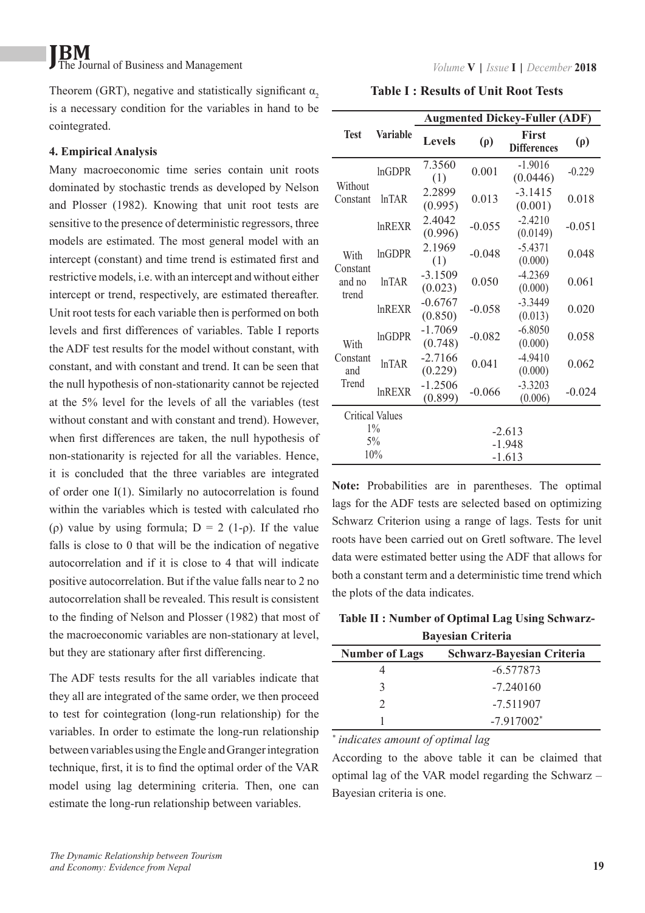Theorem (GRT), negative and statistically significant $\alpha_2$ is a necessary condition for the variables in hand to be cointegrated.

#### 4. Empirical Analysis

Many macroeconomic time series contain unit roots dominated by stochastic trends as developed by Nelson and Plosser (1982). Knowing that unit root tests are sensitive to the presence of deterministic regressors, three models are estimated. The most general model with an intercept (constant) and time trend is estimated first and restrictive models, i.e. with an intercept and without either intercept or trend, respectively, are estimated thereafter. Unit root tests for each variable then is performed on both levels and first differences of variables. Table I reports the ADF test results for the model without constant, with constant, and with constant and trend. It can be seen that the null hypothesis of non-stationarity cannot be rejected at the 5% level for the levels of all the variables (test without constant and with constant and trend). However, when first differences are taken, the null hypothesis of non-stationarity is rejected for all the variables. Hence, it is concluded that the three variables are integrated of order one I(1). Similarly no autocorrelation is found within the variables which is tested with calculated rho (ρ) value by using formula; D = 2 (1-ρ). If the value falls is close to 0 that will be the indication of negative autocorrelation and if it is close to 4 that will indicate positive autocorrelation. But if the value falls near to 2 no autocorrelation shall be revealed. This result is consistent to the finding of Nelson and Plosser (1982) that most of the macroeconomic variables are non-stationary at level, but they are stationary after first differencing.

The ADF tests results for the all variables indicate that they all are integrated of the same order, we then proceed to test for cointegration (long-run relationship) for the variables. In order to estimate the long-run relationship between variables using the Engle and Granger integration technique, first, it is to find the optimal order of the VAR model using lag determining criteria. Then, one can estimate the long-run relationship between variables.

**Table I : Results of Unit Root Tests**

| Test | Variable | Augmented Dickey-Fuller (ADF) | | | |
|---|---|---|---|---|---|
| | | Levels | (ρ) | First Differences | (ρ) |
| Without Constant | lnGDPR | 7.3560 (1) | 0.001 | -1.9016 (0.0446) | -0.229 |
| | lnTAR | 2.2899 (0.995) | 0.013 | -3.1415 (0.001) | 0.018 |
| | lnREXR | 2.4042 (0.996) | -0.055 | -2.4210 (0.0149) | -0.051 |
| With Constant and no trend | lnGDPR | 2.1969 (1) | -0.048 | -5.4371 (0.000) | 0.048 |
| | lnTAR | -3.1509 (0.023) | 0.050 | -4.2369 (0.000) | 0.061 |
| | lnREXR | -0.6767 (0.850) | -0.058 | -3.3449 (0.013) | 0.020 |
| With Constant and Trend | lnGDPR | -1.7069 (0.748) | -0.082 | -6.8050 (0.000) | 0.058 |
| | lnTAR | -2.7166 (0.229) | 0.041 | -4.9410 (0.000) | 0.062 |
| | lnREXR | -1.2506 (0.899) | -0.066 | -3.3203 (0.006) | -0.024 |
| Critical Values | | | | | |
| 1% | | -2.613 | | | |
| 5% | | -1.948 | | | |
| 10% | | -1.613 | | | |

**Note:** Probabilities are in parentheses. The optimal lags for the ADF tests are selected based on optimizing Schwarz Criterion using a range of lags. Tests for unit roots have been carried out on Gretl software. The level data were estimated better using the ADF that allows for both a constant term and a deterministic time trend which the plots of the data indicates.

**Table II : Number of Optimal Lag Using Schwarz-Bayesian Criteria**

| Number of Lags | Schwarz-Bayesian Criteria |
|---|---|
| 4 | -6.577873 |
| 3 | -7.240160 |
| 2 | -7.511907 |
| 1 | -7.917002* |

*\* indicates amount of optimal lag*

According to the above table it can be claimed that optimal lag of the VAR model regarding the Schwarz – Bayesian criteria is one.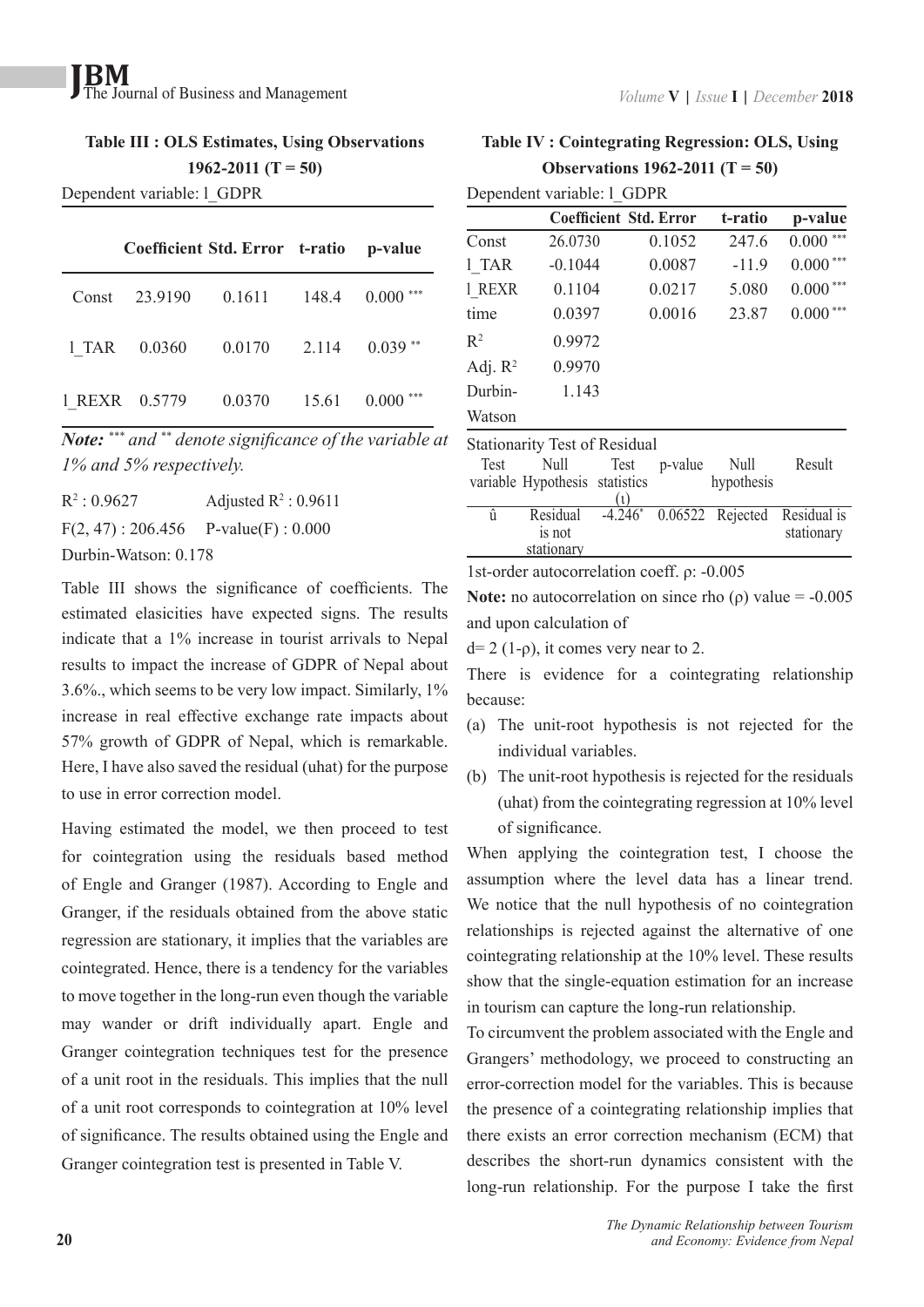**Table III : OLS Estimates, Using Observations 1962-2011 (T = 50)**

Dependent variable: l_GDPR

| | Coefficient | Std. Error | t-ratio | p-value |
|---|---|---|---|---|
| Const | 23.9190 | 0.1611 | 148.4 | 0.000 *** |
| l_TAR | 0.0360 | 0.0170 | 2.114 | 0.039 ** |
| l_REXR | 0.5779 | 0.0370 | 15.61 | 0.000 *** |

***Note:*** *\*\*\* and \*\* denote significance of the variable at 1% and 5% respectively.*

$R^2$ : 0.9627 Adjusted $R^2$ : 0.9611

F(2, 47) : 206.456 P-value(F) : 0.000

Durbin-Watson: 0.178

Table III shows the significance of coefficients. The estimated elasicities have expected signs. The results indicate that a 1% increase in tourist arrivals to Nepal results to impact the increase of GDPR of Nepal about 3.6%., which seems to be very low impact. Similarly, 1% increase in real effective exchange rate impacts about 57% growth of GDPR of Nepal, which is remarkable. Here, I have also saved the residual (uhat) for the purpose to use in error correction model.

Having estimated the model, we then proceed to test for cointegration using the residuals based method of Engle and Granger (1987). According to Engle and Granger, if the residuals obtained from the above static regression are stationary, it implies that the variables are cointegrated. Hence, there is a tendency for the variables to move together in the long-run even though the variable may wander or drift individually apart. Engle and Granger cointegration techniques test for the presence of a unit root in the residuals. This implies that the null of a unit root corresponds to cointegration at 10% level of significance. The results obtained using the Engle and Granger cointegration test is presented in Table V.

**Table IV : Cointegrating Regression: OLS, Using Observations 1962-2011 (T = 50)**

Dependent variable: l_GDPR

| | Coefficient | Std. Error | t-ratio | p-value |
|---|---|---|---|---|
| Const | 26.0730 | 0.1052 | 247.6 | 0.000 *** |
| l_TAR | -0.1044 | 0.0087 | -11.9 | 0.000 *** |
| l_REXR | 0.1104 | 0.0217 | 5.080 | 0.000 *** |
| time | 0.0397 | 0.0016 | 23.87 | 0.000 *** |
| $R^2$ | 0.9972 | | | |
| Adj. $R^2$ | 0.9970 | | | |
| Durbin-Watson | 1.143 | | | |

Stationarity Test of Residual

| Test variable | Null Hypothesis | Test statistics (ι) | p-value | Null hypothesis | Result |
|---|---|---|---|---|---|
| û | Residual is not stationary | -4.246* | 0.06522 | Rejected | Residual is stationary |

1st-order autocorrelation coeff. ρ: -0.005

**Note:** no autocorrelation on since rho (ρ) value = -0.005 and upon calculation of

d= 2 (1-ρ), it comes very near to 2.

There is evidence for a cointegrating relationship because:

(a) The unit-root hypothesis is not rejected for the individual variables.

(b) The unit-root hypothesis is rejected for the residuals (uhat) from the cointegrating regression at 10% level of significance.

When applying the cointegration test, I choose the assumption where the level data has a linear trend. We notice that the null hypothesis of no cointegration relationships is rejected against the alternative of one cointegrating relationship at the 10% level. These results show that the single-equation estimation for an increase in tourism can capture the long-run relationship.

To circumvent the problem associated with the Engle and Grangers' methodology, we proceed to constructing an error-correction model for the variables. This is because the presence of a cointegrating relationship implies that there exists an error correction mechanism (ECM) that describes the short-run dynamics consistent with the long-run relationship. For the purpose I take the first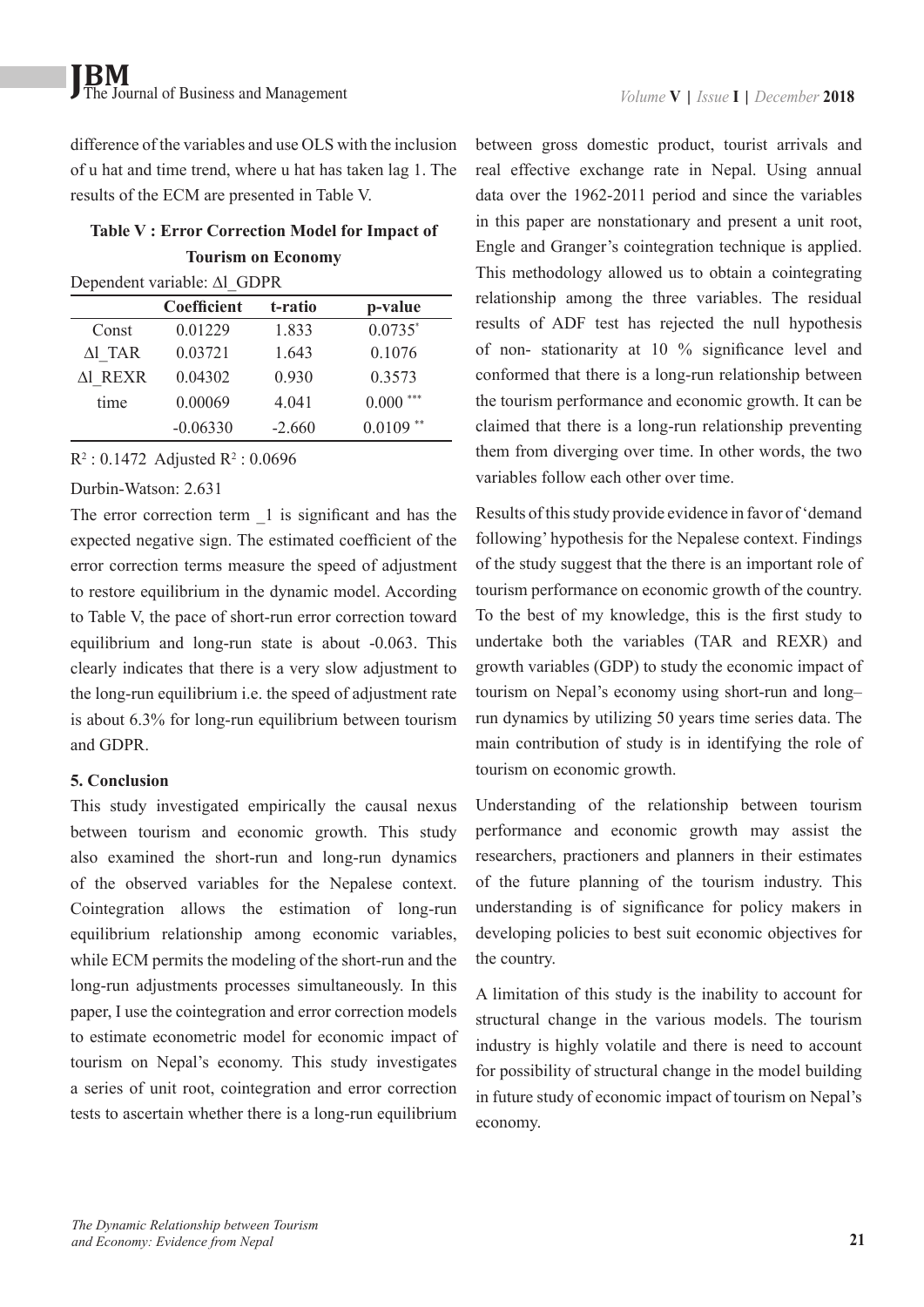difference of the variables and use OLS with the inclusion of u hat and time trend, where u hat has taken lag 1. The results of the ECM are presented in Table V.

**Table V : Error Correction Model for Impact of Tourism on Economy**

Dependent variable: Δl_GDPR

| | Coefficient | t-ratio | p-value |
|---|---|---|---|
| Const | 0.01229 | 1.833 | 0.0735* |
| Δl_TAR | 0.03721 | 1.643 | 0.1076 |
| Δl_REXR | 0.04302 | 0.930 | 0.3573 |
| time | 0.00069 | 4.041 | 0.000 *** |
| | -0.06330 | -2.660 | 0.0109 ** |

$R^2$ : 0.1472 Adjusted $R^2$ : 0.0696

Durbin-Watson: 2.631

The error correction term _1 is significant and has the expected negative sign. The estimated coefficient of the error correction terms measure the speed of adjustment to restore equilibrium in the dynamic model. According to Table V, the pace of short-run error correction toward equilibrium and long-run state is about -0.063. This clearly indicates that there is a very slow adjustment to the long-run equilibrium i.e. the speed of adjustment rate is about 6.3% for long-run equilibrium between tourism and GDPR.

### 5. Conclusion

This study investigated empirically the causal nexus between tourism and economic growth. This study also examined the short-run and long-run dynamics of the observed variables for the Nepalese context. Cointegration allows the estimation of long-run equilibrium relationship among economic variables, while ECM permits the modeling of the short-run and the long-run adjustments processes simultaneously. In this paper, I use the cointegration and error correction models to estimate econometric model for economic impact of tourism on Nepal's economy. This study investigates a series of unit root, cointegration and error correction tests to ascertain whether there is a long-run equilibrium between gross domestic product, tourist arrivals and real effective exchange rate in Nepal. Using annual data over the 1962-2011 period and since the variables in this paper are nonstationary and present a unit root, Engle and Granger's cointegration technique is applied. This methodology allowed us to obtain a cointegrating relationship among the three variables. The residual results of ADF test has rejected the null hypothesis of non- stationarity at 10 % significance level and conformed that there is a long-run relationship between the tourism performance and economic growth. It can be claimed that there is a long-run relationship preventing them from diverging over time. In other words, the two variables follow each other over time.

Results of this study provide evidence in favor of 'demand following' hypothesis for the Nepalese context. Findings of the study suggest that the there is an important role of tourism performance on economic growth of the country. To the best of my knowledge, this is the first study to undertake both the variables (TAR and REXR) and growth variables (GDP) to study the economic impact of tourism on Nepal's economy using short-run and long–run dynamics by utilizing 50 years time series data. The main contribution of study is in identifying the role of tourism on economic growth.

Understanding of the relationship between tourism performance and economic growth may assist the researchers, practioners and planners in their estimates of the future planning of the tourism industry. This understanding is of significance for policy makers in developing policies to best suit economic objectives for the country.

A limitation of this study is the inability to account for structural change in the various models. The tourism industry is highly volatile and there is need to account for possibility of structural change in the model building in future study of economic impact of tourism on Nepal's economy.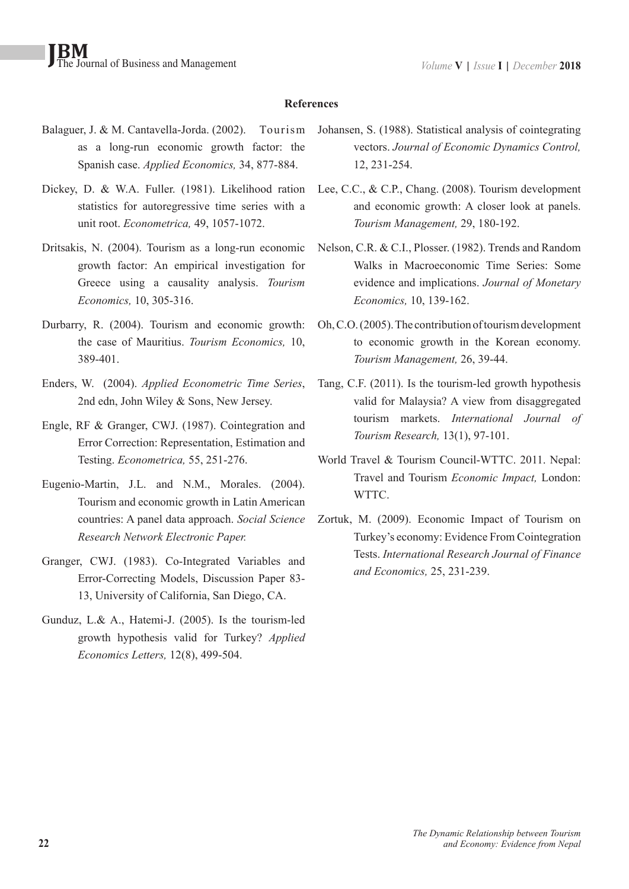## References

Balaguer, J. & M. Cantavella-Jorda. (2002). Tourism as a long-run economic growth factor: the Spanish case. *Applied Economics,* 34, 877-884.

Dickey, D. & W.A. Fuller. (1981). Likelihood ration statistics for autoregressive time series with a unit root. *Econometrica,* 49, 1057-1072.

Dritsakis, N. (2004). Tourism as a long-run economic growth factor: An empirical investigation for Greece using a causality analysis. *Tourism Economics,* 10, 305-316.

Durbarry, R. (2004). Tourism and economic growth: the case of Mauritius. *Tourism Economics,* 10, 389-401.

Enders, W. (2004). *Applied Econometric Time Series*, 2nd edn, John Wiley & Sons, New Jersey.

Engle, RF & Granger, CWJ. (1987). Cointegration and Error Correction: Representation, Estimation and Testing. *Econometrica,* 55, 251-276.

Eugenio-Martin, J.L. and N.M., Morales. (2004). Tourism and economic growth in Latin American countries: A panel data approach. *Social Science Research Network Electronic Paper.*

Granger, CWJ. (1983). Co-Integrated Variables and Error-Correcting Models, Discussion Paper 83-13, University of California, San Diego, CA.

Gunduz, L.& A., Hatemi-J. (2005). Is the tourism-led growth hypothesis valid for Turkey? *Applied Economics Letters,* 12(8), 499-504.

Johansen, S. (1988). Statistical analysis of cointegrating vectors. *Journal of Economic Dynamics Control,* 12, 231-254.

Lee, C.C., & C.P., Chang. (2008). Tourism development and economic growth: A closer look at panels. *Tourism Management,* 29, 180-192.

Nelson, C.R. & C.I., Plosser. (1982). Trends and Random Walks in Macroeconomic Time Series: Some evidence and implications. *Journal of Monetary Economics,* 10, 139-162.

Oh, C.O. (2005). The contribution of tourism development to economic growth in the Korean economy. *Tourism Management,* 26, 39-44.

Tang, C.F. (2011). Is the tourism-led growth hypothesis valid for Malaysia? A view from disaggregated tourism markets. *International Journal of Tourism Research,* 13(1), 97-101.

World Travel & Tourism Council-WTTC. 2011. Nepal: Travel and Tourism *Economic Impact,* London: WTTC.

Zortuk, M. (2009). Economic Impact of Tourism on Turkey's economy: Evidence From Cointegration Tests. *International Research Journal of Finance and Economics,* 25, 231-239.